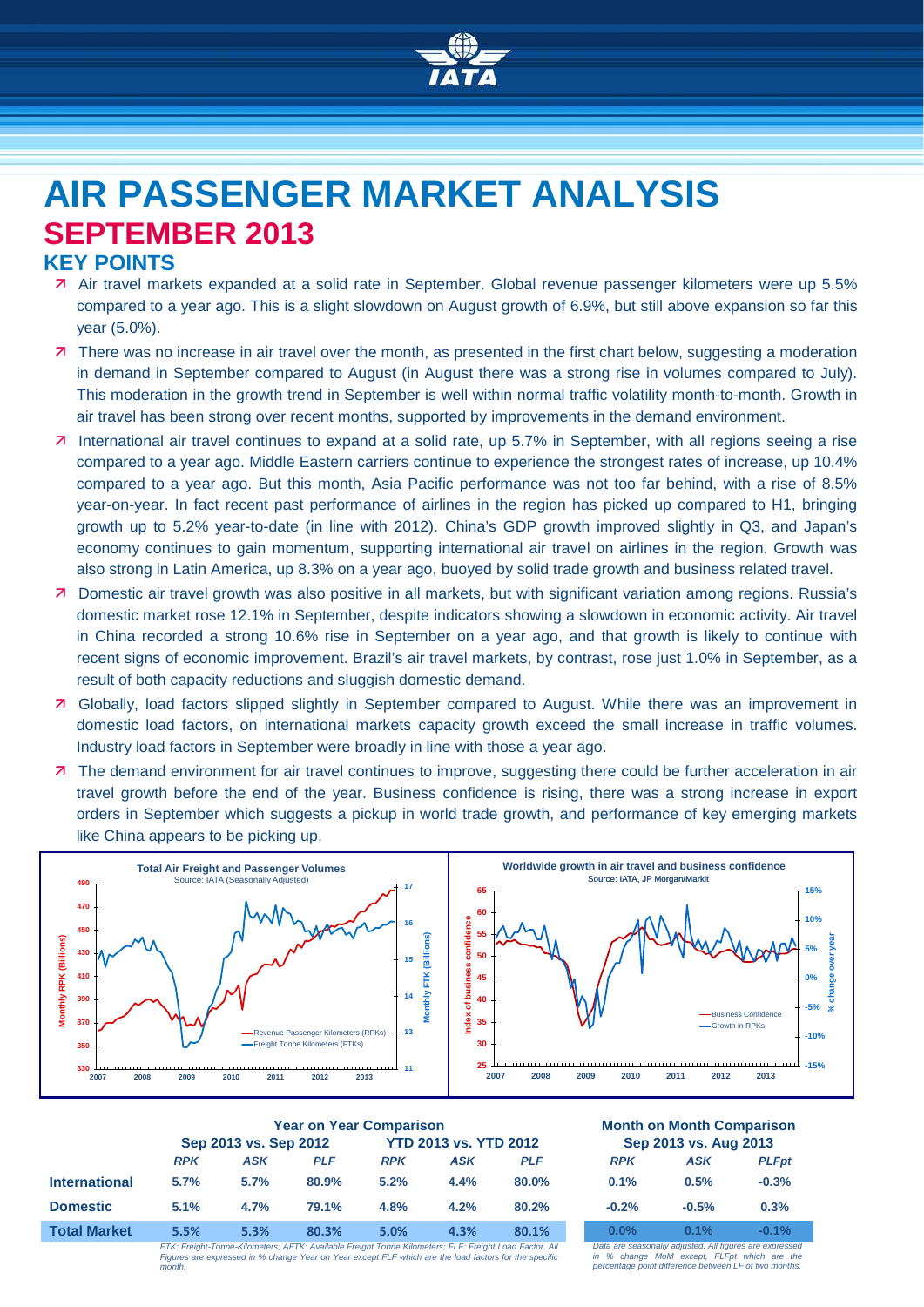# AIR PASSENGER MARKET ANALYSIS

## SEPTEMBER 2013

### KEY POINTS

- Air travel markets expanded at a solid rate in September. Global revenue passenger kilometers were up 5.5% compared to a year ago. This is a slight slowdown on August growth of 6.9%, but still above expansion so far this year (5.0%).
- There was no increase in air travel over the month, as presented in the first chart below, suggesting a moderation in demand in September compared to August (in August there was a strong rise in volumes compared to July). This moderation in the growth trend in September is well within normal traffic volatility month-to-month. Growth in air travel has been strong over recent months, supported by improvements in the demand environment.
- International air travel continues to expand at a solid rate, up 5.7% in September, with all regions seeing a rise compared to a year ago. Middle Eastern carriers continue to experience the strongest rates of increase, up 10.4% compared to a year ago. But this month, Asia Pacific performance was not too far behind, with a rise of 8.5% year-on-year. In fact recent past performance of airlines in the region has picked up compared to H1, bringing growth up to 5.2% year-to-date (in line with 2012). China's GDP growth improved slightly in Q3, and Japan's economy continues to gain momentum, supporting international air travel on airlines in the region. Growth was also strong in Latin America, up 8.3% on a year ago, buoyed by solid trade growth and business related travel.
- Domestic air travel growth was also positive in all markets, but with significant variation among regions. Russia's domestic market rose 12.1% in September, despite indicators showing a slowdown in economic activity. Air travel in China recorded a strong 10.6% rise in September on a year ago, and that growth is likely to continue with recent signs of economic improvement. Brazil's air travel markets, by contrast, rose just 1.0% in September, as a result of both capacity reductions and sluggish domestic demand.
- Globally, load factors slipped slightly in September compared to August. While there was an improvement in domestic load factors, on international markets capacity growth exceed the small increase in traffic volumes. Industry load factors in September were broadly in line with those a year ago.
- The demand environment for air travel continues to improve, suggesting there could be further acceleration in air travel growth before the end of the year. Business confidence is rising, there was a strong increase in export orders in September which suggests a pickup in world trade growth, and performance of key emerging markets like China appears to be picking up.

| | Year on Year Comparison | | | | | | Month on Month Comparison | | |
|---|---|---|---|---|---|---|---|---|---|
| | Sep 2013 vs. Sep 2012 | | | YTD 2013 vs. YTD 2012 | | | Sep 2013 vs. Aug 2013 | | |
| | *RPK* | *ASK* | *PLF* | *RPK* | *ASK* | *PLF* | *RPK* | *ASK* | *PLFpt* |
| **International** | 5.7% | 5.7% | 80.9% | 5.2% | 4.4% | 80.0% | 0.1% | 0.5% | -0.3% |
| **Domestic** | 5.1% | 4.7% | 79.1% | 4.8% | 4.2% | 80.2% | -0.2% | -0.5% | 0.3% |
| **Total Market** | 5.5% | 5.3% | 80.3% | 5.0% | 4.3% | 80.1% | 0.0% | 0.1% | -0.1% |

*FTK: Freight-Tonne-Kilometers; AFTK: Available Freight Tonne Kilometers; FLF: Freight Load Factor. All Figures are expressed in % change Year on Year except FLF which are the load factors for the specific month.*

*Data are seasonally adjusted. All figures are expressed in % change MoM except, FLFpt which are the percentage point difference between LF of two months.*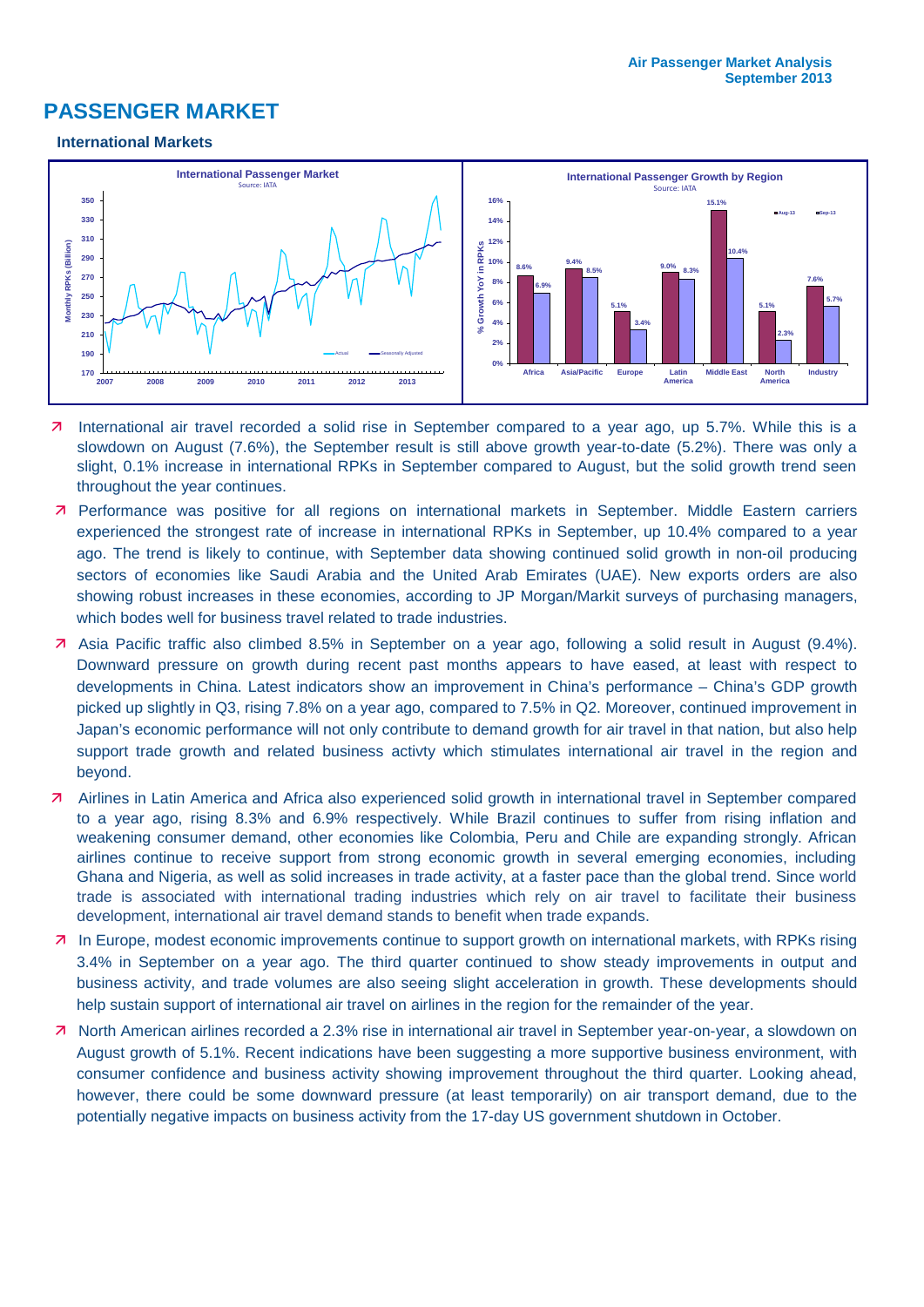# PASSENGER MARKET

### International Markets

- International air travel recorded a solid rise in September compared to a year ago, up 5.7%. While this is a slowdown on August (7.6%), the September result is still above growth year-to-date (5.2%). There was only a slight, 0.1% increase in international RPKs in September compared to August, but the solid growth trend seen throughout the year continues.
- Performance was positive for all regions on international markets in September. Middle Eastern carriers experienced the strongest rate of increase in international RPKs in September, up 10.4% compared to a year ago. The trend is likely to continue, with September data showing continued solid growth in non-oil producing sectors of economies like Saudi Arabia and the United Arab Emirates (UAE). New exports orders are also showing robust increases in these economies, according to JP Morgan/Markit surveys of purchasing managers, which bodes well for business travel related to trade industries.
- Asia Pacific traffic also climbed 8.5% in September on a year ago, following a solid result in August (9.4%). Downward pressure on growth during recent past months appears to have eased, at least with respect to developments in China. Latest indicators show an improvement in China's performance – China's GDP growth picked up slightly in Q3, rising 7.8% on a year ago, compared to 7.5% in Q2. Moreover, continued improvement in Japan's economic performance will not only contribute to demand growth for air travel in that nation, but also help support trade growth and related business activty which stimulates international air travel in the region and beyond.
- Airlines in Latin America and Africa also experienced solid growth in international travel in September compared to a year ago, rising 8.3% and 6.9% respectively. While Brazil continues to suffer from rising inflation and weakening consumer demand, other economies like Colombia, Peru and Chile are expanding strongly. African airlines continue to receive support from strong economic growth in several emerging economies, including Ghana and Nigeria, as well as solid increases in trade activity, at a faster pace than the global trend. Since world trade is associated with international trading industries which rely on air travel to facilitate their business development, international air travel demand stands to benefit when trade expands.
- In Europe, modest economic improvements continue to support growth on international markets, with RPKs rising 3.4% in September on a year ago. The third quarter continued to show steady improvements in output and business activity, and trade volumes are also seeing slight acceleration in growth. These developments should help sustain support of international air travel on airlines in the region for the remainder of the year.
- North American airlines recorded a 2.3% rise in international air travel in September year-on-year, a slowdown on August growth of 5.1%. Recent indications have been suggesting a more supportive business environment, with consumer confidence and business activity showing improvement throughout the third quarter. Looking ahead, however, there could be some downward pressure (at least temporarily) on air transport demand, due to the potentially negative impacts on business activity from the 17-day US government shutdown in October.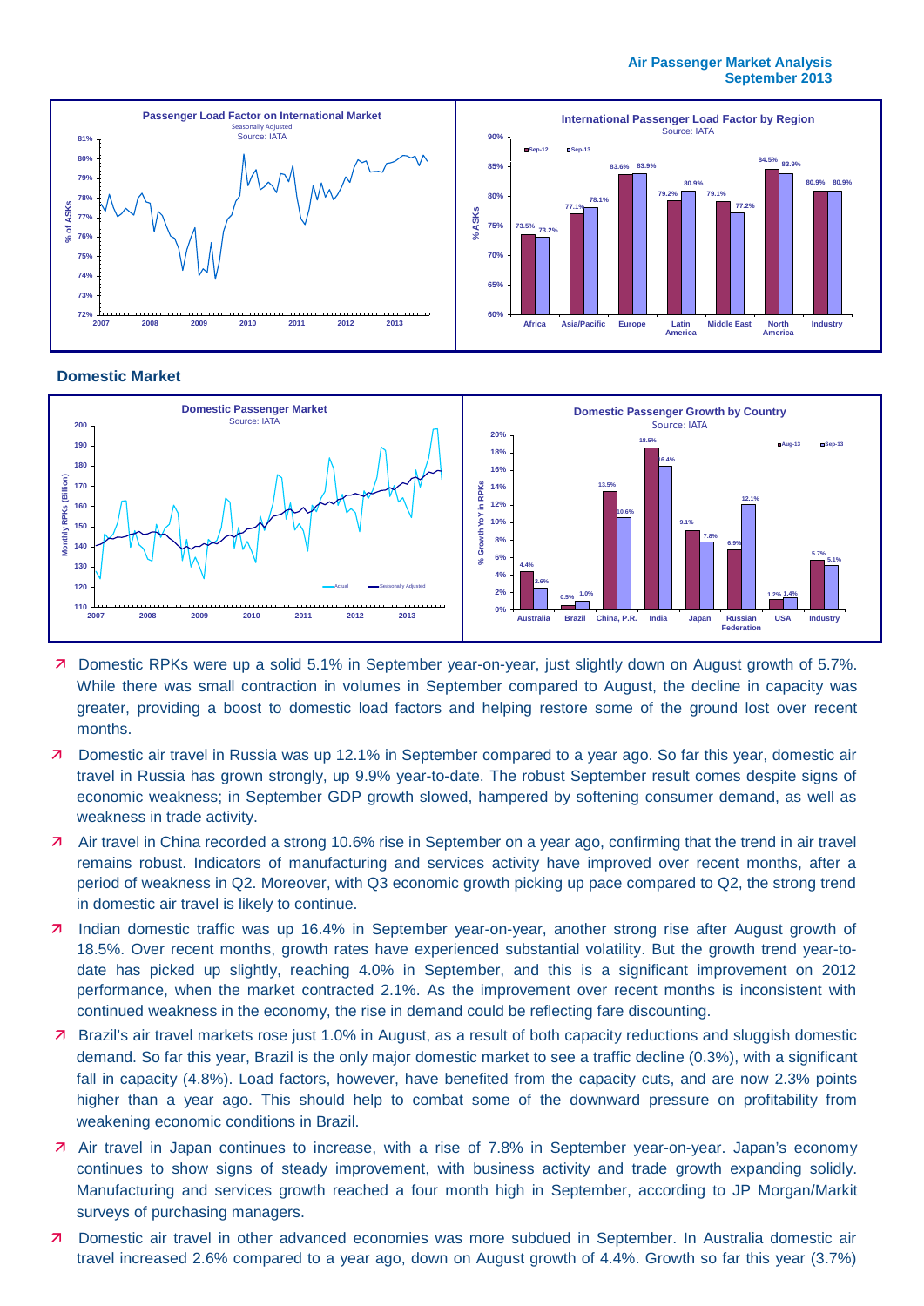## Domestic Market

- Domestic RPKs were up a solid 5.1% in September year-on-year, just slightly down on August growth of 5.7%. While there was small contraction in volumes in September compared to August, the decline in capacity was greater, providing a boost to domestic load factors and helping restore some of the ground lost over recent months.
- Domestic air travel in Russia was up 12.1% in September compared to a year ago. So far this year, domestic air travel in Russia has grown strongly, up 9.9% year-to-date. The robust September result comes despite signs of economic weakness; in September GDP growth slowed, hampered by softening consumer demand, as well as weakness in trade activity.
- Air travel in China recorded a strong 10.6% rise in September on a year ago, confirming that the trend in air travel remains robust. Indicators of manufacturing and services activity have improved over recent months, after a period of weakness in Q2. Moreover, with Q3 economic growth picking up pace compared to Q2, the strong trend in domestic air travel is likely to continue.
- Indian domestic traffic was up 16.4% in September year-on-year, another strong rise after August growth of 18.5%. Over recent months, growth rates have experienced substantial volatility. But the growth trend year-to-date has picked up slightly, reaching 4.0% in September, and this is a significant improvement on 2012 performance, when the market contracted 2.1%. As the improvement over recent months is inconsistent with continued weakness in the economy, the rise in demand could be reflecting fare discounting.
- Brazil's air travel markets rose just 1.0% in August, as a result of both capacity reductions and sluggish domestic demand. So far this year, Brazil is the only major domestic market to see a traffic decline (0.3%), with a significant fall in capacity (4.8%). Load factors, however, have benefited from the capacity cuts, and are now 2.3% points higher than a year ago. This should help to combat some of the downward pressure on profitability from weakening economic conditions in Brazil.
- Air travel in Japan continues to increase, with a rise of 7.8% in September year-on-year. Japan's economy continues to show signs of steady improvement, with business activity and trade growth expanding solidly. Manufacturing and services growth reached a four month high in September, according to JP Morgan/Markit surveys of purchasing managers.
- Domestic air travel in other advanced economies was more subdued in September. In Australia domestic air travel increased 2.6% compared to a year ago, down on August growth of 4.4%. Growth so far this year (3.7%)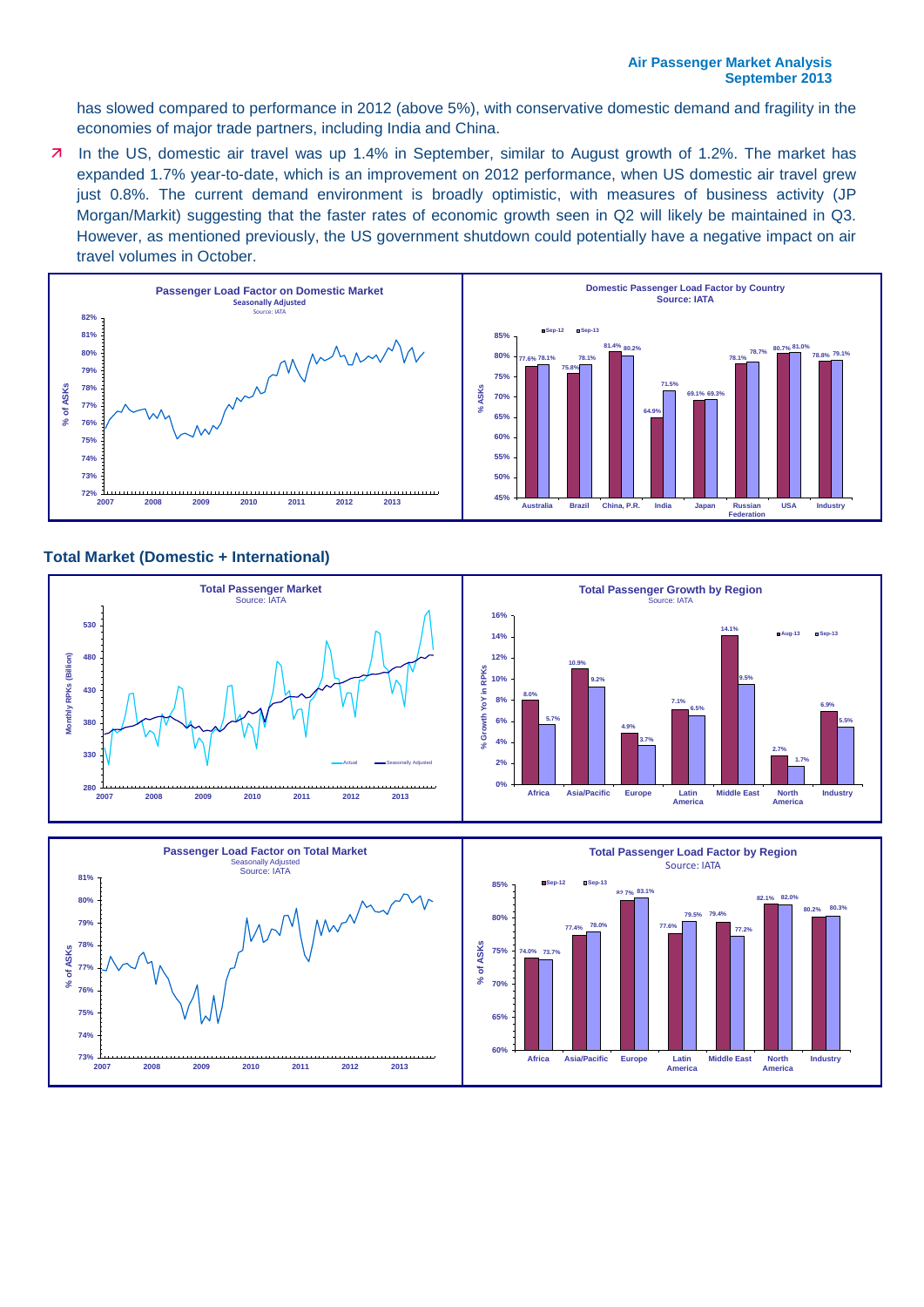has slowed compared to performance in 2012 (above 5%), with conservative domestic demand and fragility in the economies of major trade partners, including India and China.

- In the US, domestic air travel was up 1.4% in September, similar to August growth of 1.2%. The market has expanded 1.7% year-to-date, which is an improvement on 2012 performance, when US domestic air travel grew just 0.8%. The current demand environment is broadly optimistic, with measures of business activity (JP Morgan/Markit) suggesting that the faster rates of economic growth seen in Q2 will likely be maintained in Q3. However, as mentioned previously, the US government shutdown could potentially have a negative impact on air travel volumes in October.

**Passenger Load Factor on Domestic Market**
Seasonally Adjusted
Source: IATA

**Domestic Passenger Load Factor by Country**
Source: IATA

| Country | Sep-12 | Sep-13 |
|---|---|---|
| Australia | 77.6% | 78.1% |
| Brazil | 75.8% | 78.1% |
| China, P.R. | 81.4% | 80.2% |
| India | 64.9% | 71.5% |
| Japan | 69.1% | 69.3% |
| Russian Federation | 78.1% | 78.7% |
| USA | 80.7% | 81.0% |
| Industry | 78.8% | 79.1% |

## Total Market (Domestic + International)

**Total Passenger Market**
Source: IATA

**Total Passenger Growth by Region**
Source: IATA

| Region | Aug-13 | Sep-13 |
|---|---|---|
| Africa | 8.0% | 5.7% |
| Asia/Pacific | 10.9% | 9.2% |
| Europe | 4.9% | 3.7% |
| Latin America | 7.1% | 6.5% |
| Middle East | 14.1% | 9.5% |
| North America | 2.7% | 1.7% |
| Industry | 6.9% | 5.5% |

**Passenger Load Factor on Total Market**
Seasonally Adjusted
Source: IATA

**Total Passenger Load Factor by Region**
Source: IATA

| Region | Sep-12 | Sep-13 |
|---|---|---|
| Africa | 74.0% | 73.7% |
| Asia/Pacific | 77.4% | 78.0% |
| Europe | 82.7% | 83.1% |
| Latin America | 77.6% | 79.5% |
| Middle East | 79.4% | 77.2% |
| North America | 82.1% | 82.0% |
| Industry | 80.2% | 80.3% |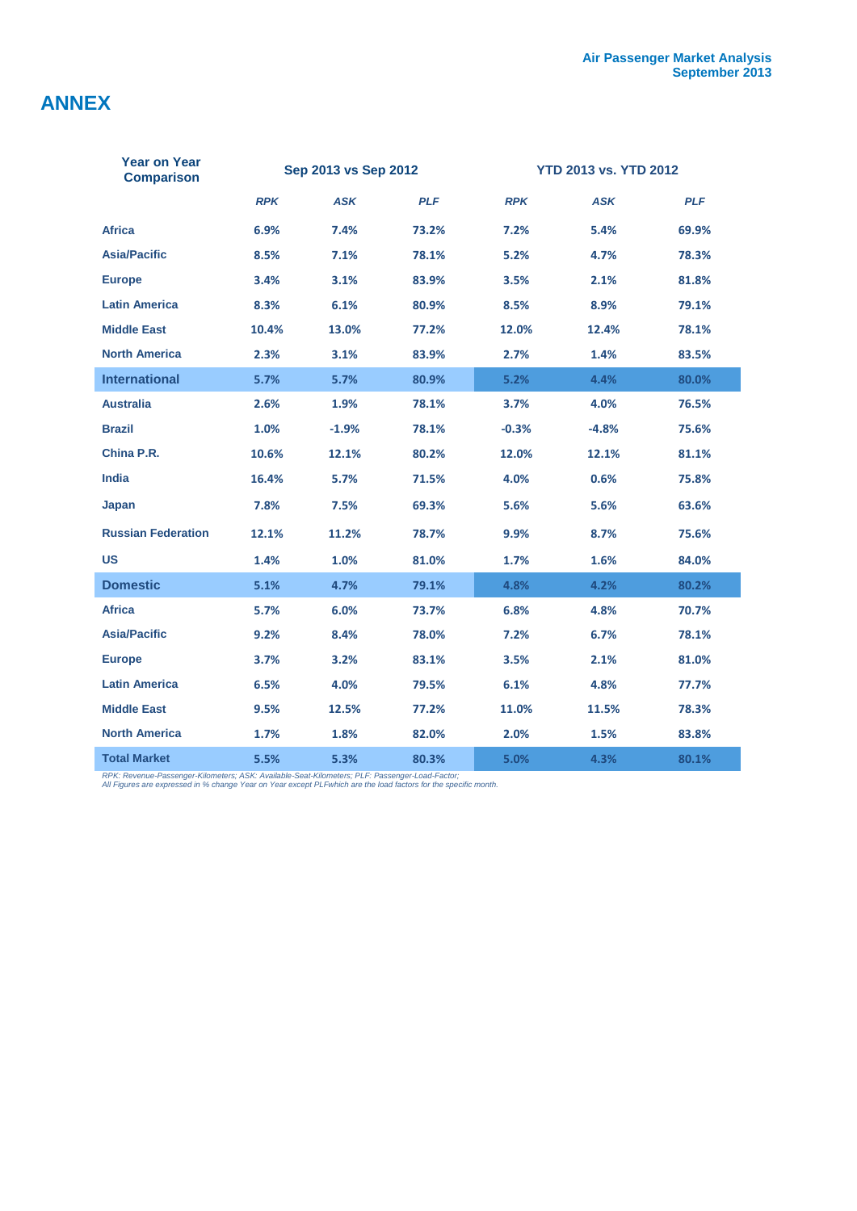# ANNEX

| Year on Year Comparison | Sep 2013 vs Sep 2012 | | | YTD 2013 vs. YTD 2012 | | |
|---|---|---|---|---|---|---|
| | *RPK* | *ASK* | *PLF* | *RPK* | *ASK* | *PLF* |
| **Africa** | 6.9% | 7.4% | 73.2% | 7.2% | 5.4% | 69.9% |
| **Asia/Pacific** | 8.5% | 7.1% | 78.1% | 5.2% | 4.7% | 78.3% |
| **Europe** | 3.4% | 3.1% | 83.9% | 3.5% | 2.1% | 81.8% |
| **Latin America** | 8.3% | 6.1% | 80.9% | 8.5% | 8.9% | 79.1% |
| **Middle East** | 10.4% | 13.0% | 77.2% | 12.0% | 12.4% | 78.1% |
| **North America** | 2.3% | 3.1% | 83.9% | 2.7% | 1.4% | 83.5% |
| **International** | 5.7% | 5.7% | 80.9% | 5.2% | 4.4% | 80.0% |
| **Australia** | 2.6% | 1.9% | 78.1% | 3.7% | 4.0% | 76.5% |
| **Brazil** | 1.0% | -1.9% | 78.1% | -0.3% | -4.8% | 75.6% |
| **China P.R.** | 10.6% | 12.1% | 80.2% | 12.0% | 12.1% | 81.1% |
| **India** | 16.4% | 5.7% | 71.5% | 4.0% | 0.6% | 75.8% |
| **Japan** | 7.8% | 7.5% | 69.3% | 5.6% | 5.6% | 63.6% |
| **Russian Federation** | 12.1% | 11.2% | 78.7% | 9.9% | 8.7% | 75.6% |
| **US** | 1.4% | 1.0% | 81.0% | 1.7% | 1.6% | 84.0% |
| **Domestic** | 5.1% | 4.7% | 79.1% | 4.8% | 4.2% | 80.2% |
| **Africa** | 5.7% | 6.0% | 73.7% | 6.8% | 4.8% | 70.7% |
| **Asia/Pacific** | 9.2% | 8.4% | 78.0% | 7.2% | 6.7% | 78.1% |
| **Europe** | 3.7% | 3.2% | 83.1% | 3.5% | 2.1% | 81.0% |
| **Latin America** | 6.5% | 4.0% | 79.5% | 6.1% | 4.8% | 77.7% |
| **Middle East** | 9.5% | 12.5% | 77.2% | 11.0% | 11.5% | 78.3% |
| **North America** | 1.7% | 1.8% | 82.0% | 2.0% | 1.5% | 83.8% |
| **Total Market** | 5.5% | 5.3% | 80.3% | 5.0% | 4.3% | 80.1% |

*RPK: Revenue-Passenger-Kilometers; ASK: Available-Seat-Kilometers; PLF: Passenger-Load-Factor;*
*All Figures are expressed in % change Year on Year except PLFwhich are the load factors for the specific month.*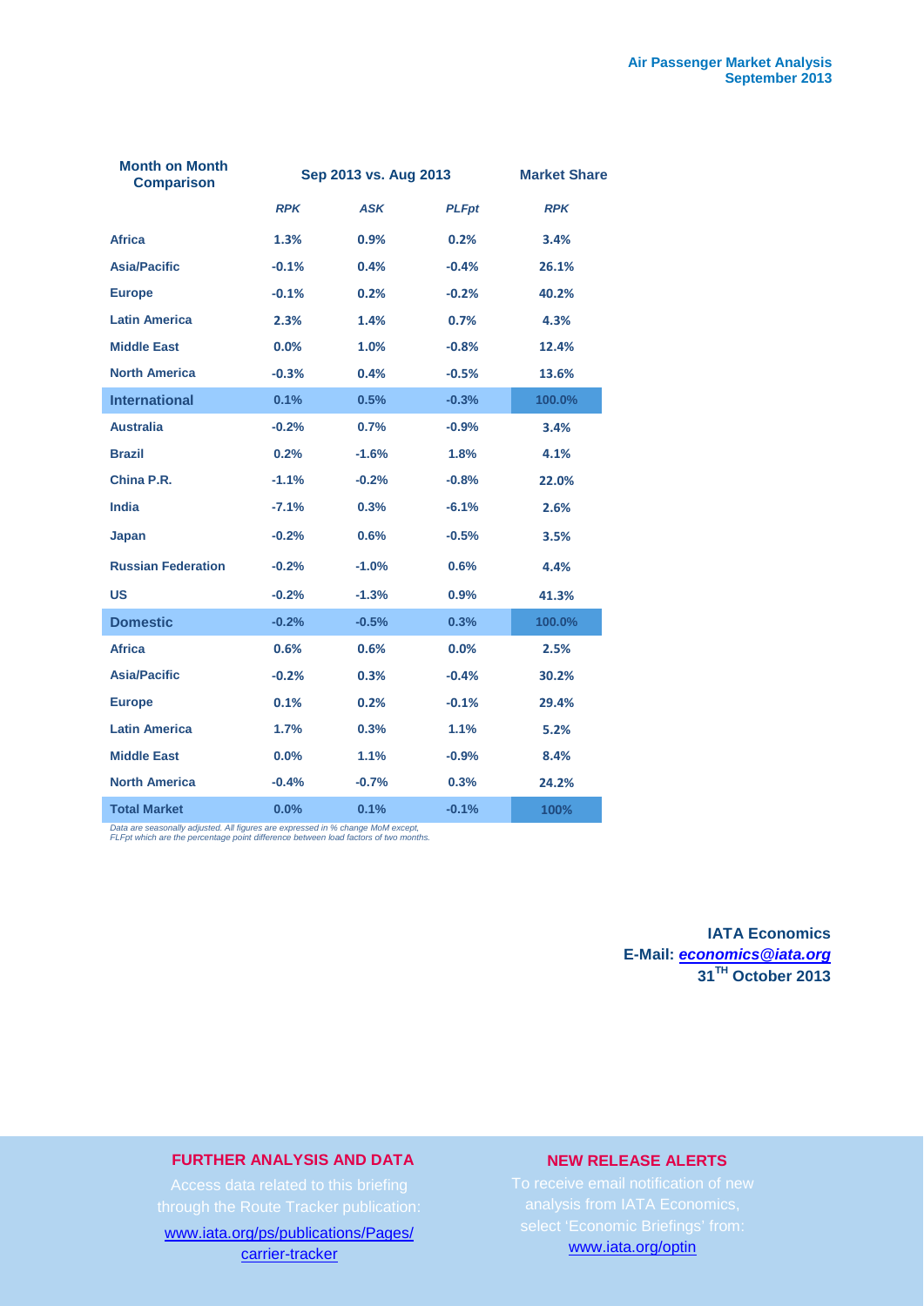| Month on Month Comparison | Sep 2013 vs. Aug 2013 | | | Market Share |
|---|---|---|---|---|
| | *RPK* | *ASK* | *PLFpt* | *RPK* |
| **Africa** | 1.3% | 0.9% | 0.2% | 3.4% |
| **Asia/Pacific** | -0.1% | 0.4% | -0.4% | 26.1% |
| **Europe** | -0.1% | 0.2% | -0.2% | 40.2% |
| **Latin America** | 2.3% | 1.4% | 0.7% | 4.3% |
| **Middle East** | 0.0% | 1.0% | -0.8% | 12.4% |
| **North America** | -0.3% | 0.4% | -0.5% | 13.6% |
| **International** | 0.1% | 0.5% | -0.3% | 100.0% |
| **Australia** | -0.2% | 0.7% | -0.9% | 3.4% |
| **Brazil** | 0.2% | -1.6% | 1.8% | 4.1% |
| **China P.R.** | -1.1% | -0.2% | -0.8% | 22.0% |
| **India** | -7.1% | 0.3% | -6.1% | 2.6% |
| **Japan** | -0.2% | 0.6% | -0.5% | 3.5% |
| **Russian Federation** | -0.2% | -1.0% | 0.6% | 4.4% |
| **US** | -0.2% | -1.3% | 0.9% | 41.3% |
| **Domestic** | -0.2% | -0.5% | 0.3% | 100.0% |
| **Africa** | 0.6% | 0.6% | 0.0% | 2.5% |
| **Asia/Pacific** | -0.2% | 0.3% | -0.4% | 30.2% |
| **Europe** | 0.1% | 0.2% | -0.1% | 29.4% |
| **Latin America** | 1.7% | 0.3% | 1.1% | 5.2% |
| **Middle East** | 0.0% | 1.1% | -0.9% | 8.4% |
| **North America** | -0.4% | -0.7% | 0.3% | 24.2% |
| **Total Market** | 0.0% | 0.1% | -0.1% | 100% |

*Data are seasonally adjusted. All figures are expressed in % change MoM except, FLFpt which are the percentage point difference between load factors of two months.*

**IATA Economics**
**E-Mail: *economics@iata.org***
**31[TH] October 2013**

**FURTHER ANALYSIS AND DATA**

Access data related to this briefing through the Route Tracker publication:
www.iata.org/ps/publications/Pages/carrier-tracker

**NEW RELEASE ALERTS**

To receive email notification of new analysis from IATA Economics, select 'Economic Briefings' from:
www.iata.org/optin